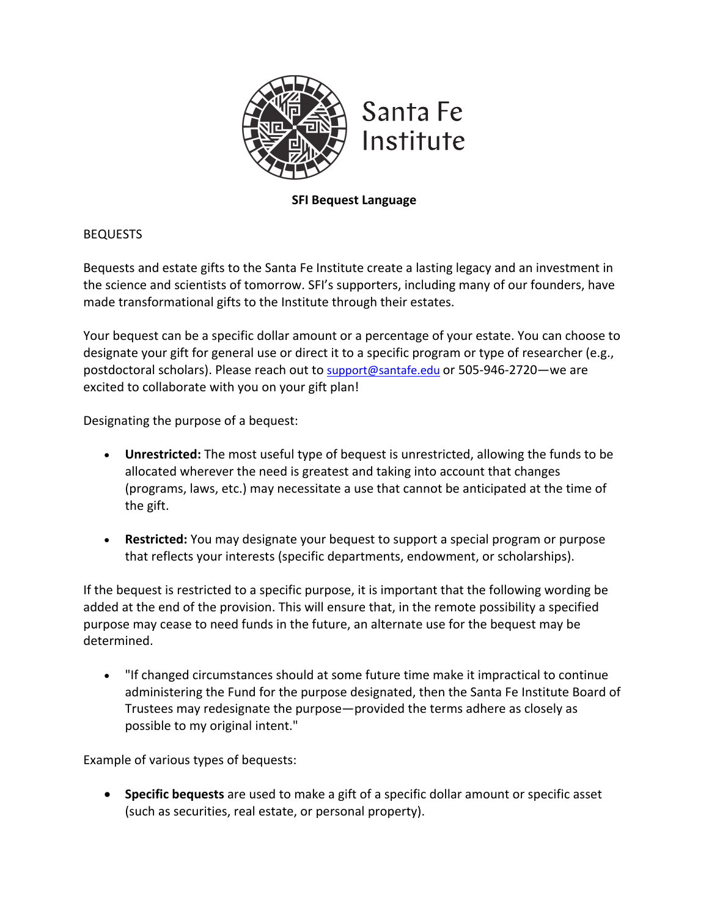Santa Fe Institute

**SFI Bequest Language**

BEQUESTS

Bequests and estate gifts to the Santa Fe Institute create a lasting legacy and an investment in the science and scientists of tomorrow. SFI's supporters, including many of our founders, have made transformational gifts to the Institute through their estates.

Your bequest can be a specific dollar amount or a percentage of your estate. You can choose to designate your gift for general use or direct it to a specific program or type of researcher (e.g., postdoctoral scholars). Please reach out to support@santafe.edu or 505-946-2720—we are excited to collaborate with you on your gift plan!

Designating the purpose of a bequest:

- **Unrestricted:** The most useful type of bequest is unrestricted, allowing the funds to be allocated wherever the need is greatest and taking into account that changes (programs, laws, etc.) may necessitate a use that cannot be anticipated at the time of the gift.

- **Restricted:** You may designate your bequest to support a special program or purpose that reflects your interests (specific departments, endowment, or scholarships).

If the bequest is restricted to a specific purpose, it is important that the following wording be added at the end of the provision. This will ensure that, in the remote possibility a specified purpose may cease to need funds in the future, an alternate use for the bequest may be determined.

- "If changed circumstances should at some future time make it impractical to continue administering the Fund for the purpose designated, then the Santa Fe Institute Board of Trustees may redesignate the purpose—provided the terms adhere as closely as possible to my original intent."

Example of various types of bequests:

- **Specific bequests** are used to make a gift of a specific dollar amount or specific asset (such as securities, real estate, or personal property).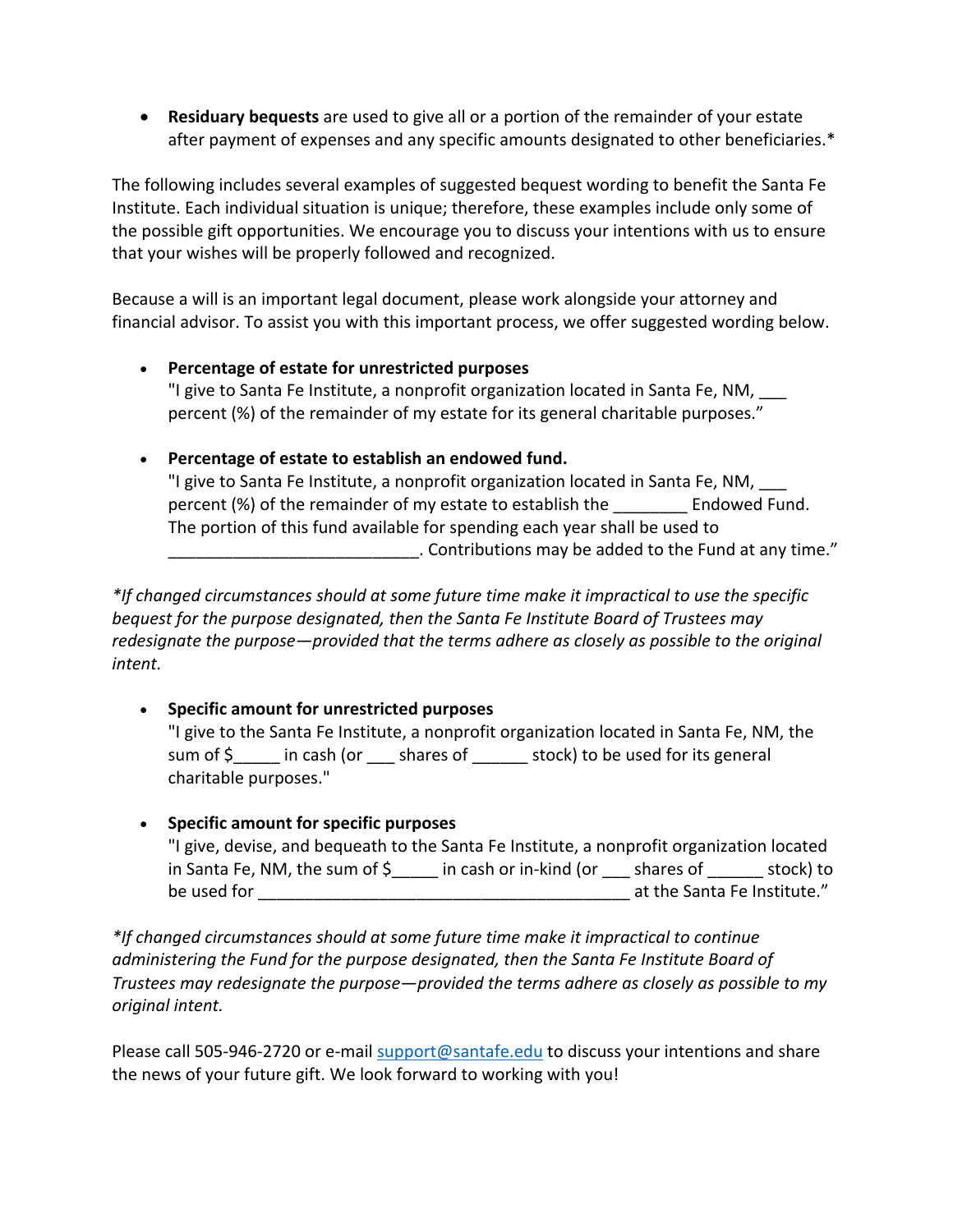- **Residuary bequests** are used to give all or a portion of the remainder of your estate after payment of expenses and any specific amounts designated to other beneficiaries.*

The following includes several examples of suggested bequest wording to benefit the Santa Fe Institute. Each individual situation is unique; therefore, these examples include only some of the possible gift opportunities. We encourage you to discuss your intentions with us to ensure that your wishes will be properly followed and recognized.

Because a will is an important legal document, please work alongside your attorney and financial advisor. To assist you with this important process, we offer suggested wording below.

- **Percentage of estate for unrestricted purposes**
  "I give to Santa Fe Institute, a nonprofit organization located in Santa Fe, NM, ___ percent (%) of the remainder of my estate for its general charitable purposes."

- **Percentage of estate to establish an endowed fund.**
  "I give to Santa Fe Institute, a nonprofit organization located in Santa Fe, NM, ___ percent (%) of the remainder of my estate to establish the ________ Endowed Fund. The portion of this fund available for spending each year shall be used to ___________________________. Contributions may be added to the Fund at any time."

*\*If changed circumstances should at some future time make it impractical to use the specific bequest for the purpose designated, then the Santa Fe Institute Board of Trustees may redesignate the purpose—provided that the terms adhere as closely as possible to the original intent.*

- **Specific amount for unrestricted purposes**
  "I give to the Santa Fe Institute, a nonprofit organization located in Santa Fe, NM, the sum of $_____ in cash (or ___ shares of ______ stock) to be used for its general charitable purposes."

- **Specific amount for specific purposes**
  "I give, devise, and bequeath to the Santa Fe Institute, a nonprofit organization located in Santa Fe, NM, the sum of $_____ in cash or in-kind (or ___ shares of ______ stock) to be used for ________________________________________ at the Santa Fe Institute."

*\*If changed circumstances should at some future time make it impractical to continue administering the Fund for the purpose designated, then the Santa Fe Institute Board of Trustees may redesignate the purpose—provided the terms adhere as closely as possible to my original intent.*

Please call 505-946-2720 or e-mail support@santafe.edu to discuss your intentions and share the news of your future gift. We look forward to working with you!